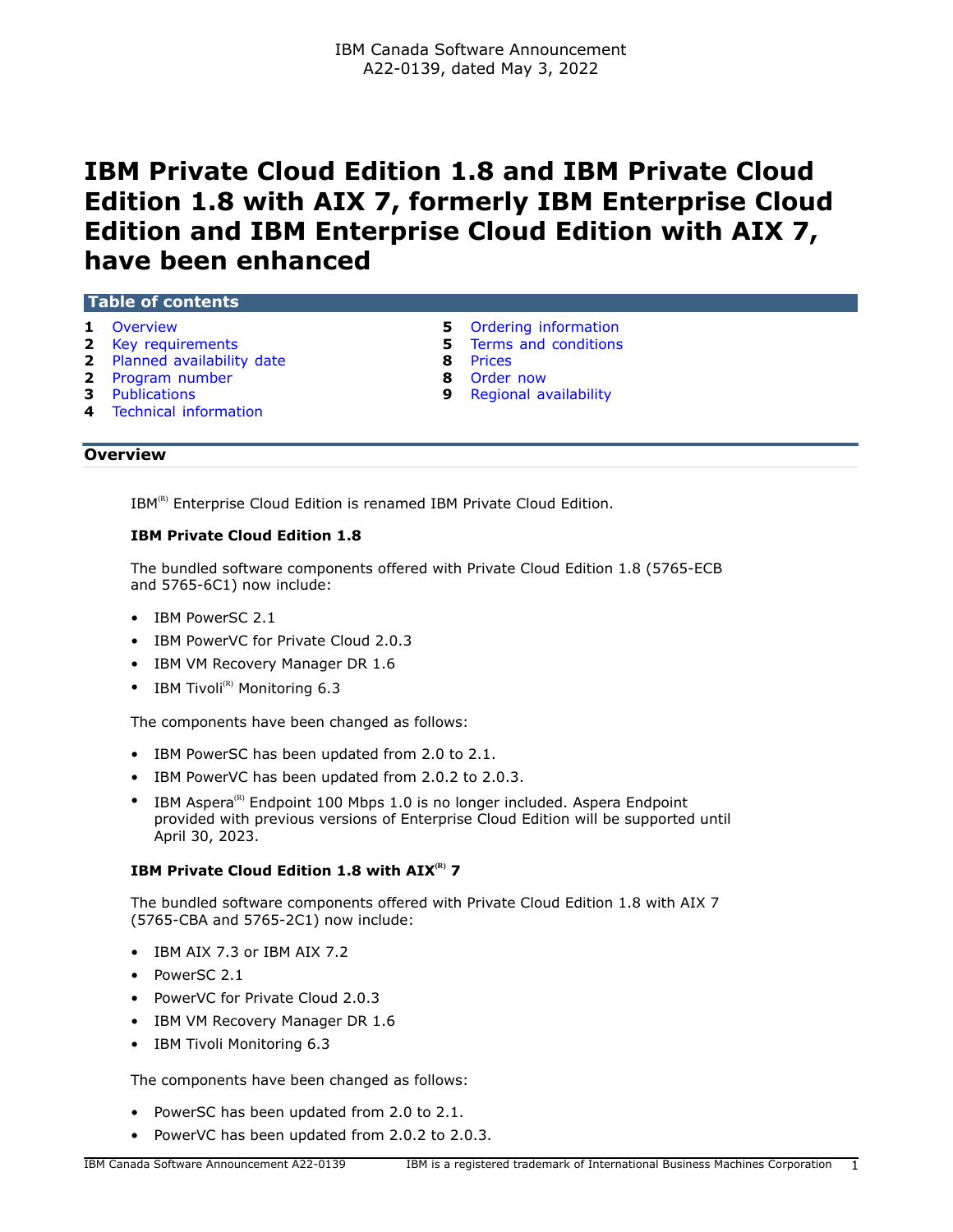IBM Canada Software Announcement
A22-0139, dated May 3, 2022

# IBM Private Cloud Edition 1.8 and IBM Private Cloud Edition 1.8 with AIX 7, formerly IBM Enterprise Cloud Edition and IBM Enterprise Cloud Edition with AIX 7, have been enhanced

**Table of contents**

| | | | |
|---|---|---|---|
| **1** | Overview | **5** | Ordering information |
| **2** | Key requirements | **5** | Terms and conditions |
| **2** | Planned availability date | **8** | Prices |
| **2** | Program number | **8** | Order now |
| **3** | Publications | **9** | Regional availability |
| **4** | Technical information | | |

## Overview

IBM(R) Enterprise Cloud Edition is renamed IBM Private Cloud Edition.

**IBM Private Cloud Edition 1.8**

The bundled software components offered with Private Cloud Edition 1.8 (5765-ECB and 5765-6C1) now include:

- IBM PowerSC 2.1
- IBM PowerVC for Private Cloud 2.0.3
- IBM VM Recovery Manager DR 1.6
- IBM Tivoli(R) Monitoring 6.3

The components have been changed as follows:

- IBM PowerSC has been updated from 2.0 to 2.1.
- IBM PowerVC has been updated from 2.0.2 to 2.0.3.
- IBM Aspera(R) Endpoint 100 Mbps 1.0 is no longer included. Aspera Endpoint provided with previous versions of Enterprise Cloud Edition will be supported until April 30, 2023.

**IBM Private Cloud Edition 1.8 with AIX(R) 7**

The bundled software components offered with Private Cloud Edition 1.8 with AIX 7 (5765-CBA and 5765-2C1) now include:

- IBM AIX 7.3 or IBM AIX 7.2
- PowerSC 2.1
- PowerVC for Private Cloud 2.0.3
- IBM VM Recovery Manager DR 1.6
- IBM Tivoli Monitoring 6.3

The components have been changed as follows:

- PowerSC has been updated from 2.0 to 2.1.
- PowerVC has been updated from 2.0.2 to 2.0.3.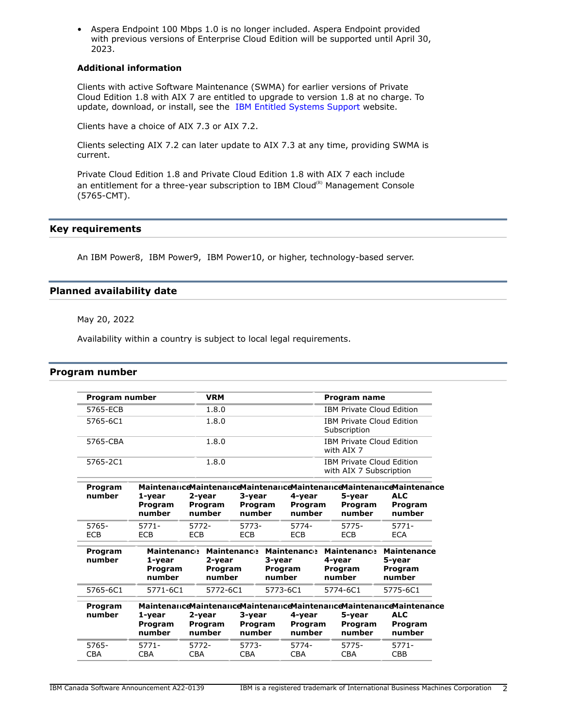- Aspera Endpoint 100 Mbps 1.0 is no longer included. Aspera Endpoint provided with previous versions of Enterprise Cloud Edition will be supported until April 30, 2023.

### Additional information

Clients with active Software Maintenance (SWMA) for earlier versions of Private Cloud Edition 1.8 with AIX 7 are entitled to upgrade to version 1.8 at no charge. To update, download, or install, see the IBM Entitled Systems Support website.

Clients have a choice of AIX 7.3 or AIX 7.2.

Clients selecting AIX 7.2 can later update to AIX 7.3 at any time, providing SWMA is current.

Private Cloud Edition 1.8 and Private Cloud Edition 1.8 with AIX 7 each include an entitlement for a three-year subscription to IBM Cloud(R) Management Console (5765-CMT).

## Key requirements

An IBM Power8, IBM Power9, IBM Power10, or higher, technology-based server.

## Planned availability date

May 20, 2022

Availability within a country is subject to local legal requirements.

## Program number

| Program number | VRM | Program name |
|---|---|---|
| 5765-ECB | 1.8.0 | IBM Private Cloud Edition |
| 5765-6C1 | 1.8.0 | IBM Private Cloud Edition Subscription |
| 5765-CBA | 1.8.0 | IBM Private Cloud Edition with AIX 7 |
| 5765-2C1 | 1.8.0 | IBM Private Cloud Edition with AIX 7 Subscription |

| Program number | Maintenance 1-year Program number | Maintenance 2-year Program number | Maintenance 3-year Program number | Maintenance 4-year Program number | Maintenance 5-year Program number | Maintenance ALC Program number |
|---|---|---|---|---|---|---|
| 5765-ECB | 5771-ECB | 5772-ECB | 5773-ECB | 5774-ECB | 5775-ECB | 5771-ECA |

| Program number | Maintenance 1-year Program number | Maintenance 2-year Program number | Maintenance 3-year Program number | Maintenance 4-year Program number | Maintenance 5-year Program number |
|---|---|---|---|---|---|
| 5765-6C1 | 5771-6C1 | 5772-6C1 | 5773-6C1 | 5774-6C1 | 5775-6C1 |

| Program number | Maintenance 1-year Program number | Maintenance 2-year Program number | Maintenance 3-year Program number | Maintenance 4-year Program number | Maintenance 5-year Program number | Maintenance ALC Program number |
|---|---|---|---|---|---|---|
| 5765-CBA | 5771-CBA | 5772-CBA | 5773-CBA | 5774-CBA | 5775-CBA | 5771-CBB |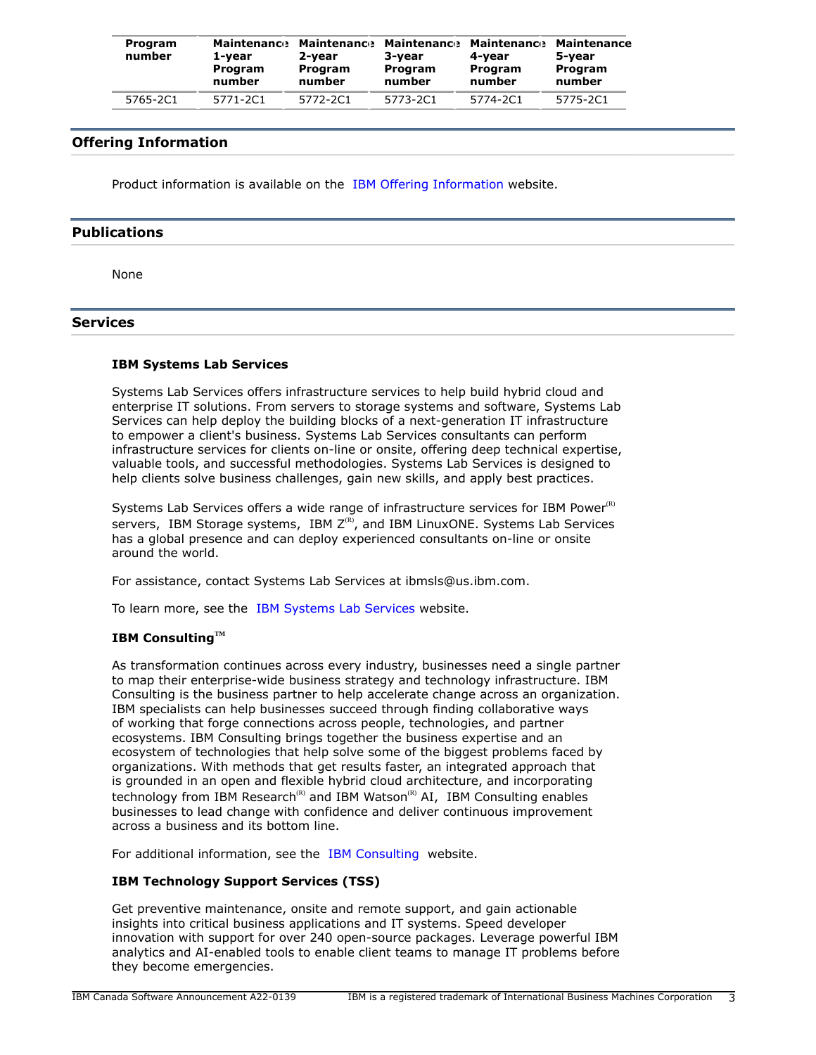| Program number | Maintenance 1-year Program number | Maintenance 2-year Program number | Maintenance 3-year Program number | Maintenance 4-year Program number | Maintenance 5-year Program number |
|---|---|---|---|---|---|
| 5765-2C1 | 5771-2C1 | 5772-2C1 | 5773-2C1 | 5774-2C1 | 5775-2C1 |

## Offering Information

Product information is available on the IBM Offering Information website.

## Publications

None

## Services

### IBM Systems Lab Services

Systems Lab Services offers infrastructure services to help build hybrid cloud and enterprise IT solutions. From servers to storage systems and software, Systems Lab Services can help deploy the building blocks of a next-generation IT infrastructure to empower a client's business. Systems Lab Services consultants can perform infrastructure services for clients on-line or onsite, offering deep technical expertise, valuable tools, and successful methodologies. Systems Lab Services is designed to help clients solve business challenges, gain new skills, and apply best practices.

Systems Lab Services offers a wide range of infrastructure services for IBM Power(R) servers, IBM Storage systems, IBM Z(R), and IBM LinuxONE. Systems Lab Services has a global presence and can deploy experienced consultants on-line or onsite around the world.

For assistance, contact Systems Lab Services at ibmsls@us.ibm.com.

To learn more, see the IBM Systems Lab Services website.

### IBM Consulting(TM)

As transformation continues across every industry, businesses need a single partner to map their enterprise-wide business strategy and technology infrastructure. IBM Consulting is the business partner to help accelerate change across an organization. IBM specialists can help businesses succeed through finding collaborative ways of working that forge connections across people, technologies, and partner ecosystems. IBM Consulting brings together the business expertise and an ecosystem of technologies that help solve some of the biggest problems faced by organizations. With methods that get results faster, an integrated approach that is grounded in an open and flexible hybrid cloud architecture, and incorporating technology from IBM Research(R) and IBM Watson(R) AI, IBM Consulting enables businesses to lead change with confidence and deliver continuous improvement across a business and its bottom line.

For additional information, see the IBM Consulting website.

### IBM Technology Support Services (TSS)

Get preventive maintenance, onsite and remote support, and gain actionable insights into critical business applications and IT systems. Speed developer innovation with support for over 240 open-source packages. Leverage powerful IBM analytics and AI-enabled tools to enable client teams to manage IT problems before they become emergencies.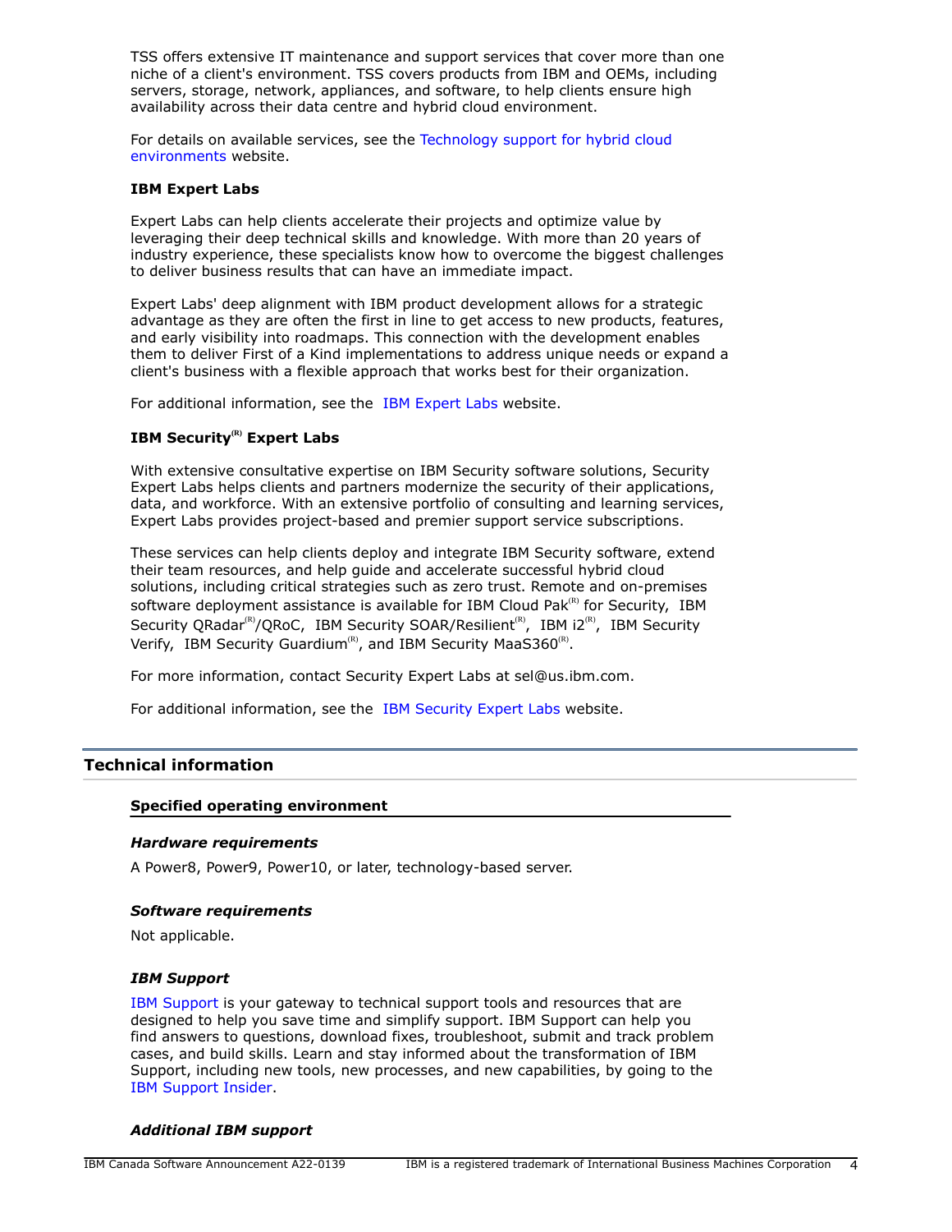TSS offers extensive IT maintenance and support services that cover more than one niche of a client's environment. TSS covers products from IBM and OEMs, including servers, storage, network, appliances, and software, to help clients ensure high availability across their data centre and hybrid cloud environment.

For details on available services, see the Technology support for hybrid cloud environments website.

**IBM Expert Labs**

Expert Labs can help clients accelerate their projects and optimize value by leveraging their deep technical skills and knowledge. With more than 20 years of industry experience, these specialists know how to overcome the biggest challenges to deliver business results that can have an immediate impact.

Expert Labs' deep alignment with IBM product development allows for a strategic advantage as they are often the first in line to get access to new products, features, and early visibility into roadmaps. This connection with the development enables them to deliver First of a Kind implementations to address unique needs or expand a client's business with a flexible approach that works best for their organization.

For additional information, see the IBM Expert Labs website.

**IBM Security(R) Expert Labs**

With extensive consultative expertise on IBM Security software solutions, Security Expert Labs helps clients and partners modernize the security of their applications, data, and workforce. With an extensive portfolio of consulting and learning services, Expert Labs provides project-based and premier support service subscriptions.

These services can help clients deploy and integrate IBM Security software, extend their team resources, and help guide and accelerate successful hybrid cloud solutions, including critical strategies such as zero trust. Remote and on-premises software deployment assistance is available for IBM Cloud Pak(R) for Security, IBM Security QRadar(R)/QRoC, IBM Security SOAR/Resilient(R), IBM i2(R), IBM Security Verify, IBM Security Guardium(R), and IBM Security MaaS360(R).

For more information, contact Security Expert Labs at sel@us.ibm.com.

For additional information, see the IBM Security Expert Labs website.

## Technical information

### Specified operating environment

#### *Hardware requirements*

A Power8, Power9, Power10, or later, technology-based server.

#### *Software requirements*

Not applicable.

#### *IBM Support*

IBM Support is your gateway to technical support tools and resources that are designed to help you save time and simplify support. IBM Support can help you find answers to questions, download fixes, troubleshoot, submit and track problem cases, and build skills. Learn and stay informed about the transformation of IBM Support, including new tools, new processes, and new capabilities, by going to the IBM Support Insider.

#### *Additional IBM support*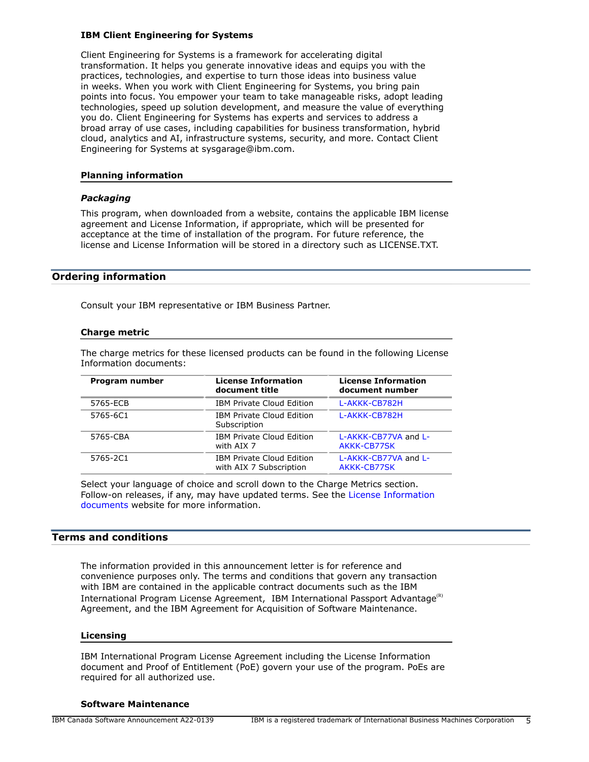### IBM Client Engineering for Systems

Client Engineering for Systems is a framework for accelerating digital transformation. It helps you generate innovative ideas and equips you with the practices, technologies, and expertise to turn those ideas into business value in weeks. When you work with Client Engineering for Systems, you bring pain points into focus. You empower your team to take manageable risks, adopt leading technologies, speed up solution development, and measure the value of everything you do. Client Engineering for Systems has experts and services to address a broad array of use cases, including capabilities for business transformation, hybrid cloud, analytics and AI, infrastructure systems, security, and more. Contact Client Engineering for Systems at sysgarage@ibm.com.

### Planning information

#### *Packaging*

This program, when downloaded from a website, contains the applicable IBM license agreement and License Information, if appropriate, which will be presented for acceptance at the time of installation of the program. For future reference, the license and License Information will be stored in a directory such as LICENSE.TXT.

## Ordering information

Consult your IBM representative or IBM Business Partner.

### Charge metric

The charge metrics for these licensed products can be found in the following License Information documents:

| Program number | License Information document title | License Information document number |
|---|---|---|
| 5765-ECB | IBM Private Cloud Edition | L-AKKK-CB782H |
| 5765-6C1 | IBM Private Cloud Edition Subscription | L-AKKK-CB782H |
| 5765-CBA | IBM Private Cloud Edition with AIX 7 | L-AKKK-CB77VA and L-AKKK-CB77SK |
| 5765-2C1 | IBM Private Cloud Edition with AIX 7 Subscription | L-AKKK-CB77VA and L-AKKK-CB77SK |

Select your language of choice and scroll down to the Charge Metrics section. Follow-on releases, if any, may have updated terms. See the License Information documents website for more information.

## Terms and conditions

The information provided in this announcement letter is for reference and convenience purposes only. The terms and conditions that govern any transaction with IBM are contained in the applicable contract documents such as the IBM International Program License Agreement, IBM International Passport Advantage(R) Agreement, and the IBM Agreement for Acquisition of Software Maintenance.

### Licensing

IBM International Program License Agreement including the License Information document and Proof of Entitlement (PoE) govern your use of the program. PoEs are required for all authorized use.

### Software Maintenance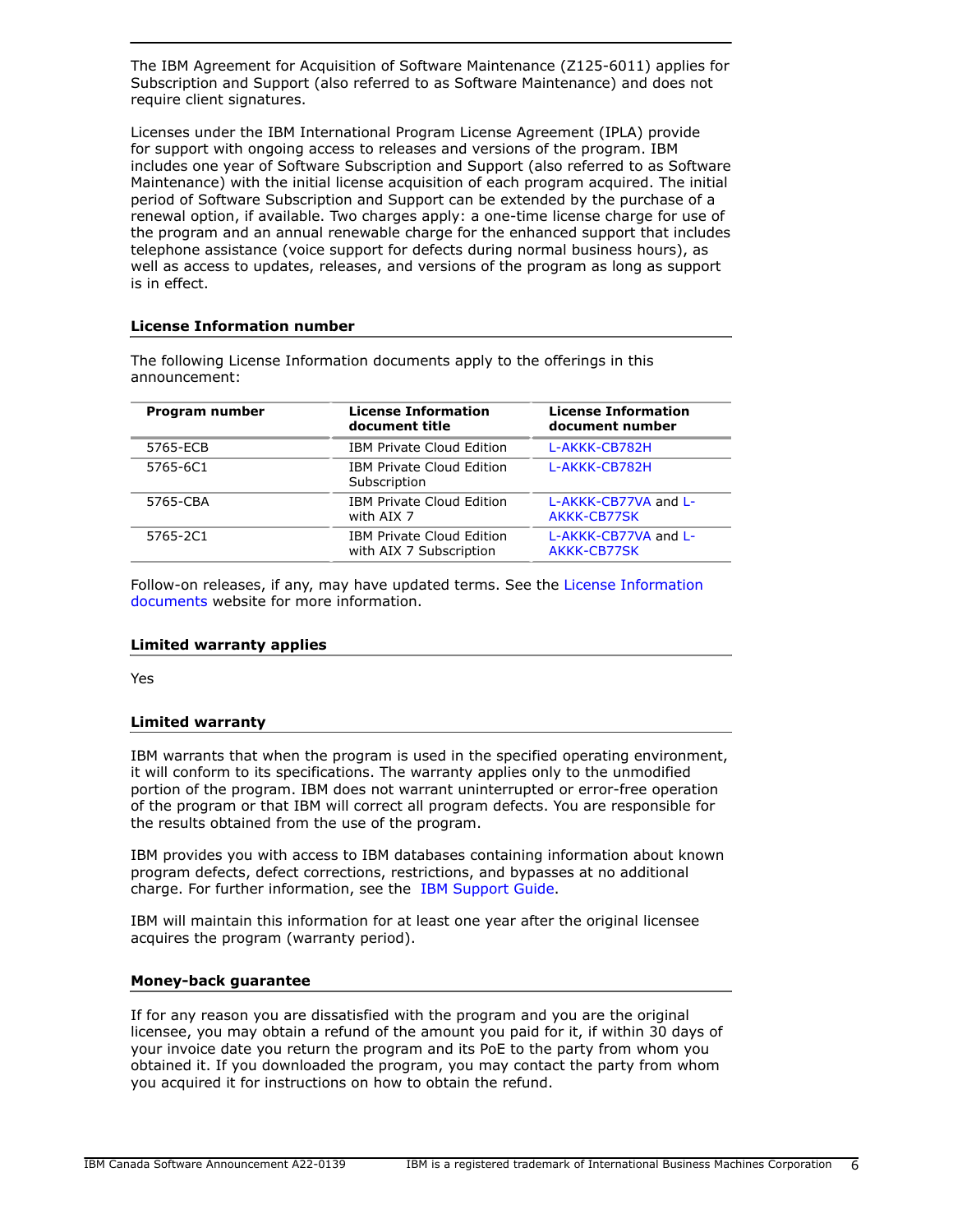The IBM Agreement for Acquisition of Software Maintenance (Z125-6011) applies for Subscription and Support (also referred to as Software Maintenance) and does not require client signatures.

Licenses under the IBM International Program License Agreement (IPLA) provide for support with ongoing access to releases and versions of the program. IBM includes one year of Software Subscription and Support (also referred to as Software Maintenance) with the initial license acquisition of each program acquired. The initial period of Software Subscription and Support can be extended by the purchase of a renewal option, if available. Two charges apply: a one-time license charge for use of the program and an annual renewable charge for the enhanced support that includes telephone assistance (voice support for defects during normal business hours), as well as access to updates, releases, and versions of the program as long as support is in effect.

### License Information number

The following License Information documents apply to the offerings in this announcement:

| Program number | License Information document title | License Information document number |
|---|---|---|
| 5765-ECB | IBM Private Cloud Edition | L-AKKK-CB782H |
| 5765-6C1 | IBM Private Cloud Edition Subscription | L-AKKK-CB782H |
| 5765-CBA | IBM Private Cloud Edition with AIX 7 | L-AKKK-CB77VA and L-AKKK-CB77SK |
| 5765-2C1 | IBM Private Cloud Edition with AIX 7 Subscription | L-AKKK-CB77VA and L-AKKK-CB77SK |

Follow-on releases, if any, may have updated terms. See the License Information documents website for more information.

### Limited warranty applies

Yes

### Limited warranty

IBM warrants that when the program is used in the specified operating environment, it will conform to its specifications. The warranty applies only to the unmodified portion of the program. IBM does not warrant uninterrupted or error-free operation of the program or that IBM will correct all program defects. You are responsible for the results obtained from the use of the program.

IBM provides you with access to IBM databases containing information about known program defects, defect corrections, restrictions, and bypasses at no additional charge. For further information, see the IBM Support Guide.

IBM will maintain this information for at least one year after the original licensee acquires the program (warranty period).

### Money-back guarantee

If for any reason you are dissatisfied with the program and you are the original licensee, you may obtain a refund of the amount you paid for it, if within 30 days of your invoice date you return the program and its PoE to the party from whom you obtained it. If you downloaded the program, you may contact the party from whom you acquired it for instructions on how to obtain the refund.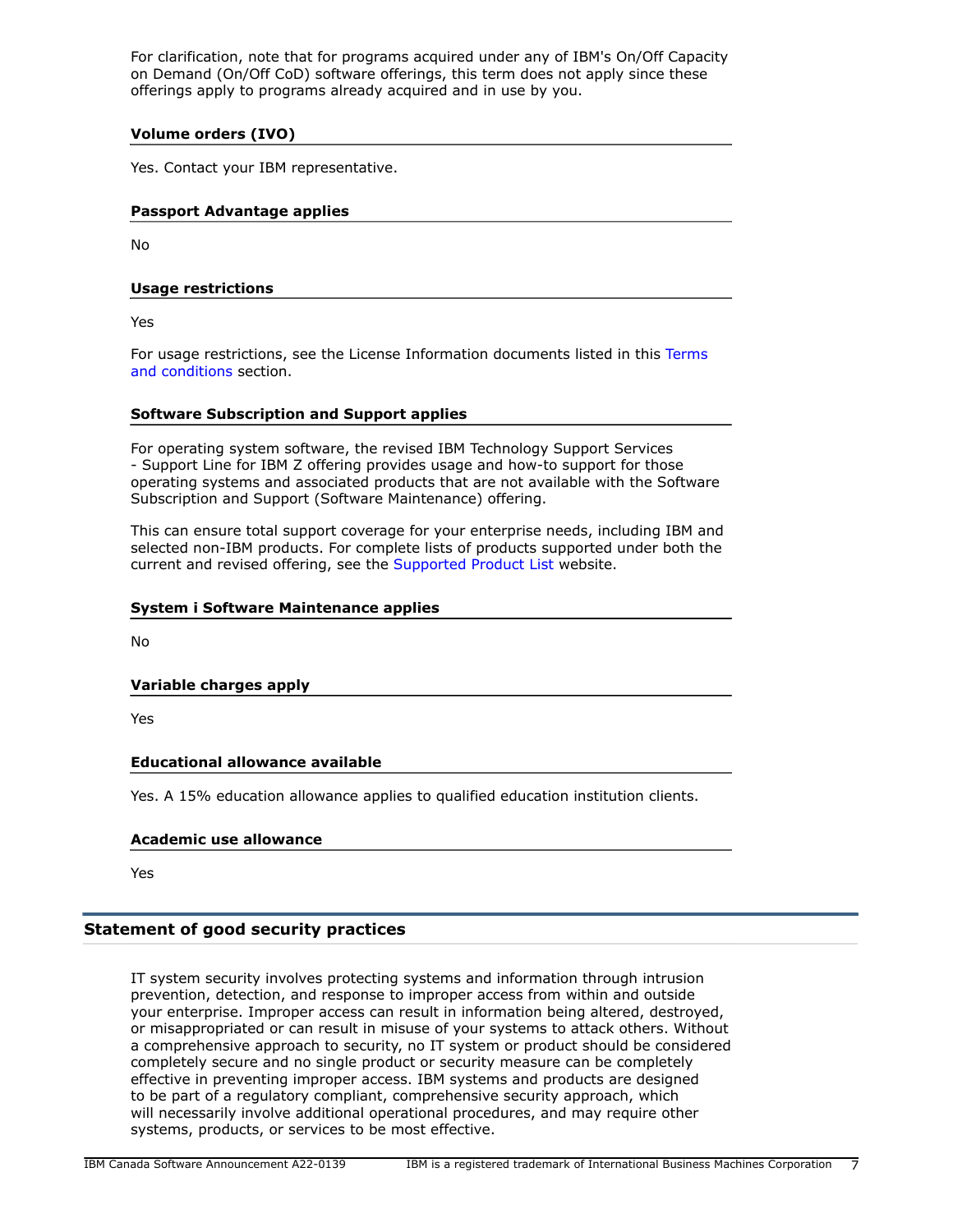For clarification, note that for programs acquired under any of IBM's On/Off Capacity on Demand (On/Off CoD) software offerings, this term does not apply since these offerings apply to programs already acquired and in use by you.

### Volume orders (IVO)

Yes. Contact your IBM representative.

### Passport Advantage applies

No

### Usage restrictions

Yes

For usage restrictions, see the License Information documents listed in this Terms and conditions section.

### Software Subscription and Support applies

For operating system software, the revised IBM Technology Support Services - Support Line for IBM Z offering provides usage and how-to support for those operating systems and associated products that are not available with the Software Subscription and Support (Software Maintenance) offering.

This can ensure total support coverage for your enterprise needs, including IBM and selected non-IBM products. For complete lists of products supported under both the current and revised offering, see the Supported Product List website.

### System i Software Maintenance applies

No

### Variable charges apply

Yes

### Educational allowance available

Yes. A 15% education allowance applies to qualified education institution clients.

### Academic use allowance

Yes

## Statement of good security practices

IT system security involves protecting systems and information through intrusion prevention, detection, and response to improper access from within and outside your enterprise. Improper access can result in information being altered, destroyed, or misappropriated or can result in misuse of your systems to attack others. Without a comprehensive approach to security, no IT system or product should be considered completely secure and no single product or security measure can be completely effective in preventing improper access. IBM systems and products are designed to be part of a regulatory compliant, comprehensive security approach, which will necessarily involve additional operational procedures, and may require other systems, products, or services to be most effective.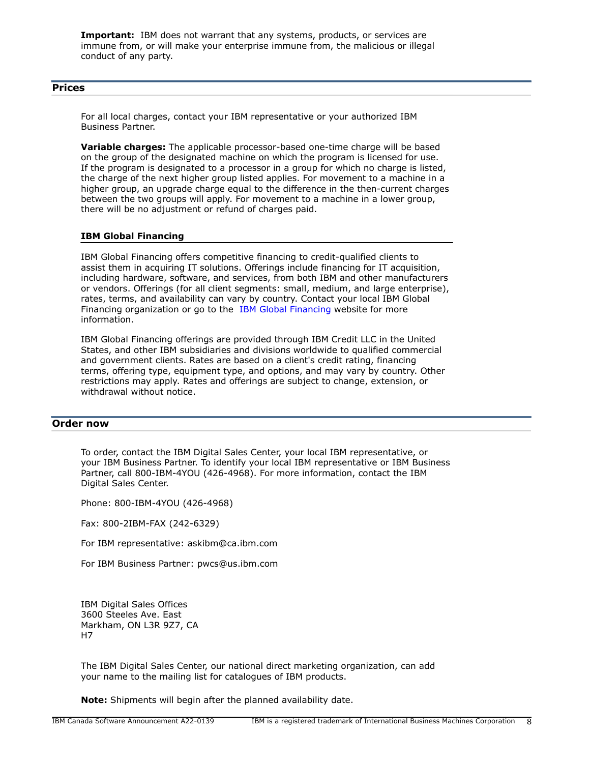**Important:** IBM does not warrant that any systems, products, or services are immune from, or will make your enterprise immune from, the malicious or illegal conduct of any party.

## Prices

For all local charges, contact your IBM representative or your authorized IBM Business Partner.

**Variable charges:** The applicable processor-based one-time charge will be based on the group of the designated machine on which the program is licensed for use. If the program is designated to a processor in a group for which no charge is listed, the charge of the next higher group listed applies. For movement to a machine in a higher group, an upgrade charge equal to the difference in the then-current charges between the two groups will apply. For movement to a machine in a lower group, there will be no adjustment or refund of charges paid.

### IBM Global Financing

IBM Global Financing offers competitive financing to credit-qualified clients to assist them in acquiring IT solutions. Offerings include financing for IT acquisition, including hardware, software, and services, from both IBM and other manufacturers or vendors. Offerings (for all client segments: small, medium, and large enterprise), rates, terms, and availability can vary by country. Contact your local IBM Global Financing organization or go to the IBM Global Financing website for more information.

IBM Global Financing offerings are provided through IBM Credit LLC in the United States, and other IBM subsidiaries and divisions worldwide to qualified commercial and government clients. Rates are based on a client's credit rating, financing terms, offering type, equipment type, and options, and may vary by country. Other restrictions may apply. Rates and offerings are subject to change, extension, or withdrawal without notice.

## Order now

To order, contact the IBM Digital Sales Center, your local IBM representative, or your IBM Business Partner. To identify your local IBM representative or IBM Business Partner, call 800-IBM-4YOU (426-4968). For more information, contact the IBM Digital Sales Center.

Phone: 800-IBM-4YOU (426-4968)

Fax: 800-2IBM-FAX (242-6329)

For IBM representative: askibm@ca.ibm.com

For IBM Business Partner: pwcs@us.ibm.com

IBM Digital Sales Offices
3600 Steeles Ave. East
Markham, ON L3R 9Z7, CA
H7

The IBM Digital Sales Center, our national direct marketing organization, can add your name to the mailing list for catalogues of IBM products.

**Note:** Shipments will begin after the planned availability date.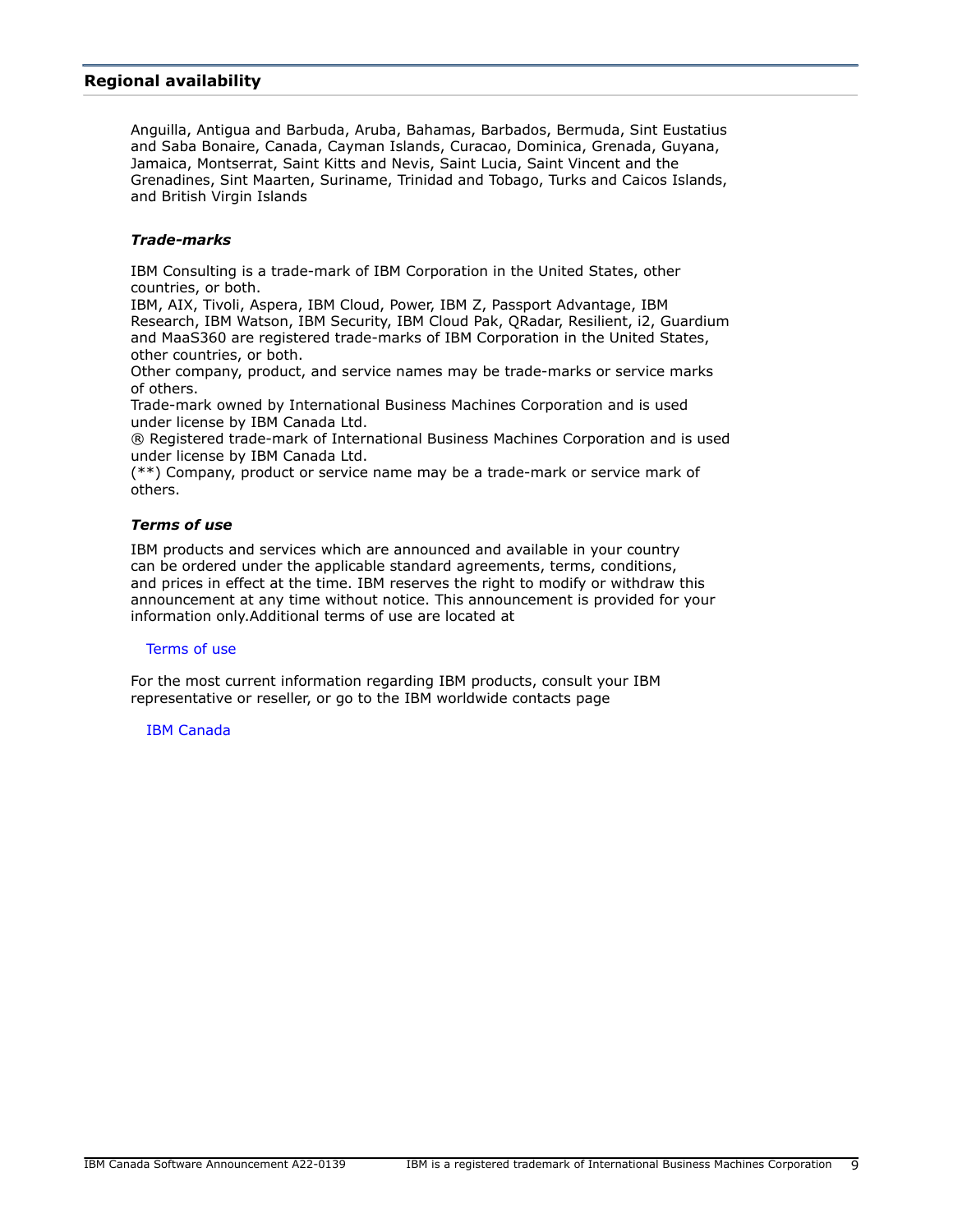## Regional availability

Anguilla, Antigua and Barbuda, Aruba, Bahamas, Barbados, Bermuda, Sint Eustatius and Saba Bonaire, Canada, Cayman Islands, Curacao, Dominica, Grenada, Guyana, Jamaica, Montserrat, Saint Kitts and Nevis, Saint Lucia, Saint Vincent and the Grenadines, Sint Maarten, Suriname, Trinidad and Tobago, Turks and Caicos Islands, and British Virgin Islands

### *Trade-marks*

IBM Consulting is a trade-mark of IBM Corporation in the United States, other countries, or both.
IBM, AIX, Tivoli, Aspera, IBM Cloud, Power, IBM Z, Passport Advantage, IBM Research, IBM Watson, IBM Security, IBM Cloud Pak, QRadar, Resilient, i2, Guardium and MaaS360 are registered trade-marks of IBM Corporation in the United States, other countries, or both.
Other company, product, and service names may be trade-marks or service marks of others.
Trade-mark owned by International Business Machines Corporation and is used under license by IBM Canada Ltd.
® Registered trade-mark of International Business Machines Corporation and is used under license by IBM Canada Ltd.
(**) Company, product or service name may be a trade-mark or service mark of others.

### *Terms of use*

IBM products and services which are announced and available in your country can be ordered under the applicable standard agreements, terms, conditions, and prices in effect at the time. IBM reserves the right to modify or withdraw this announcement at any time without notice. This announcement is provided for your information only.Additional terms of use are located at

Terms of use

For the most current information regarding IBM products, consult your IBM representative or reseller, or go to the IBM worldwide contacts page

IBM Canada